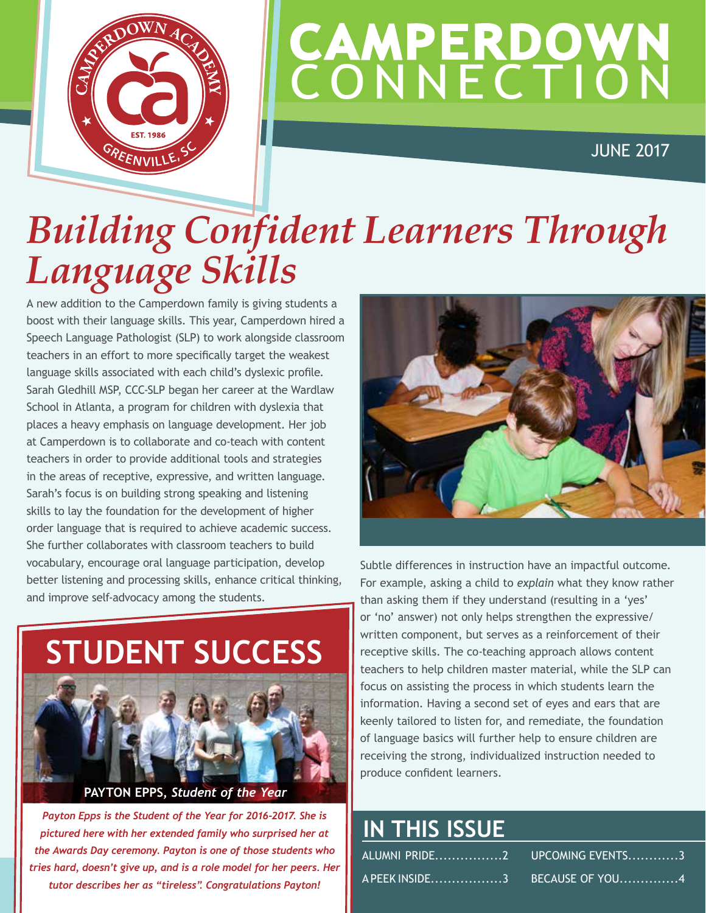# CAMPERDOWN CONNECTION

JUNE 2017

# *Building Confident Learners Through Language Skills*

A new addition to the Camperdown family is giving students a boost with their language skills. This year, Camperdown hired a Speech Language Pathologist (SLP) to work alongside classroom teachers in an effort to more specifically target the weakest language skills associated with each child's dyslexic profile. Sarah Gledhill MSP, CCC-SLP began her career at the Wardlaw School in Atlanta, a program for children with dyslexia that places a heavy emphasis on language development. Her job at Camperdown is to collaborate and co-teach with content teachers in order to provide additional tools and strategies in the areas of receptive, expressive, and written language. Sarah's focus is on building strong speaking and listening skills to lay the foundation for the development of higher order language that is required to achieve academic success. She further collaborates with classroom teachers to build vocabulary, encourage oral language participation, develop better listening and processing skills, enhance critical thinking, and improve self-advocacy among the students.

Subtle differences in instruction have an impactful outcome. For example, asking a child to *explain* what they know rather than asking them if they understand (resulting in a 'yes' or 'no' answer) not only helps strengthen the expressive/written component, but serves as a reinforcement of their receptive skills. The co-teaching approach allows content teachers to help children master material, while the SLP can focus on assisting the process in which students learn the information. Having a second set of eyes and ears that are keenly tailored to listen for, and remediate, the foundation of language basics will further help to ensure children are receiving the strong, individualized instruction needed to produce confident learners.

## STUDENT SUCCESS

**PAYTON EPPS, *Student of the Year***

***Payton Epps is the Student of the Year for 2016-2017. She is pictured here with her extended family who surprised her at the Awards Day ceremony. Payton is one of those students who tries hard, doesn't give up, and is a role model for her peers. Her tutor describes her as "tireless". Congratulations Payton!***

## IN THIS ISSUE

- ALUMNI PRIDE................2
- A PEEK INSIDE.................3
- UPCOMING EVENTS............3
- BECAUSE OF YOU..............4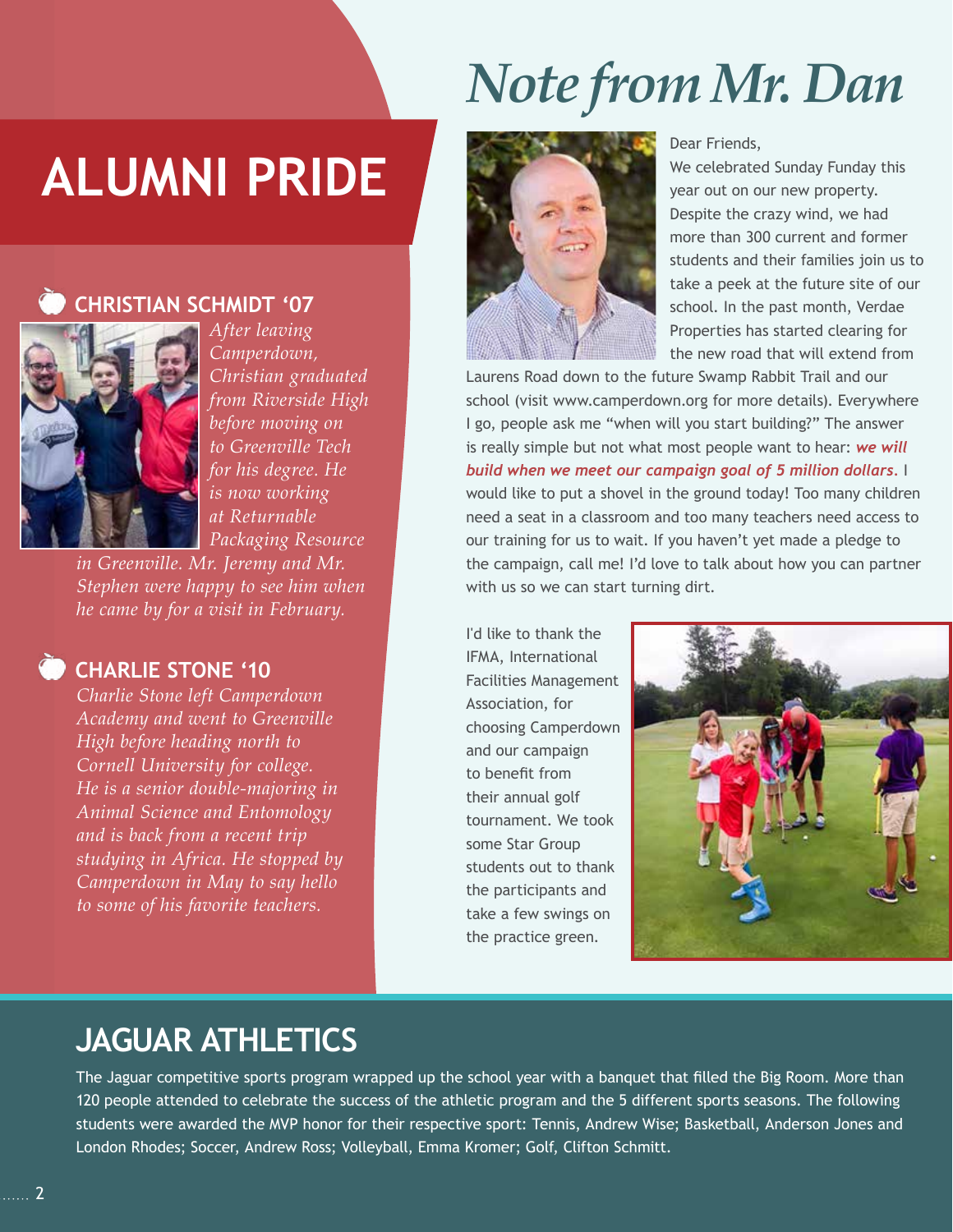# ALUMNI PRIDE

### CHRISTIAN SCHMIDT '07

*After leaving Camperdown, Christian graduated from Riverside High before moving on to Greenville Tech for his degree. He is now working at Returnable Packaging Resource in Greenville. Mr. Jeremy and Mr. Stephen were happy to see him when he came by for a visit in February.*

### CHARLIE STONE '10

*Charlie Stone left Camperdown Academy and went to Greenville High before heading north to Cornell University for college. He is a senior double-majoring in Animal Science and Entomology and is back from a recent trip studying in Africa. He stopped by Camperdown in May to say hello to some of his favorite teachers.*

# *Note from Mr. Dan*

Dear Friends,

We celebrated Sunday Funday this year out on our new property. Despite the crazy wind, we had more than 300 current and former students and their families join us to take a peek at the future site of our school. In the past month, Verdae Properties has started clearing for the new road that will extend from Laurens Road down to the future Swamp Rabbit Trail and our school (visit www.camperdown.org for more details). Everywhere I go, people ask me "when will you start building?" The answer is really simple but not what most people want to hear: ***we will build when we meet our campaign goal of 5 million dollars.*** I would like to put a shovel in the ground today! Too many children need a seat in a classroom and too many teachers need access to our training for us to wait. If you haven't yet made a pledge to the campaign, call me! I'd love to talk about how you can partner with us so we can start turning dirt.

I'd like to thank the IFMA, International Facilities Management Association, for choosing Camperdown and our campaign to benefit from their annual golf tournament. We took some Star Group students out to thank the participants and take a few swings on the practice green.

## JAGUAR ATHLETICS

The Jaguar competitive sports program wrapped up the school year with a banquet that filled the Big Room. More than 120 people attended to celebrate the success of the athletic program and the 5 different sports seasons. The following students were awarded the MVP honor for their respective sport: Tennis, Andrew Wise; Basketball, Anderson Jones and London Rhodes; Soccer, Andrew Ross; Volleyball, Emma Kromer; Golf, Clifton Schmitt.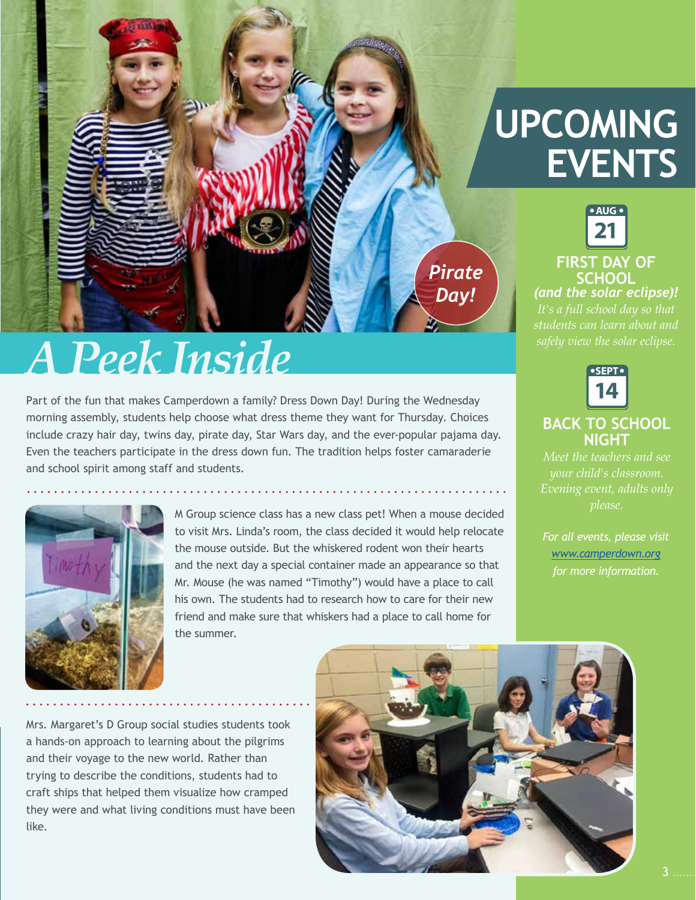# A Peek Inside

Pirate Day!

Part of the fun that makes Camperdown a family? Dress Down Day! During the Wednesday morning assembly, students help choose what dress theme they want for Thursday. Choices include crazy hair day, twins day, pirate day, Star Wars day, and the ever-popular pajama day. Even the teachers participate in the dress down fun. The tradition helps foster camaraderie and school spirit among staff and students.

M Group science class has a new class pet! When a mouse decided to visit Mrs. Linda's room, the class decided it would help relocate the mouse outside. But the whiskered rodent won their hearts and the next day a special container made an appearance so that Mr. Mouse (he was named "Timothy") would have a place to call his own. The students had to research how to care for their new friend and make sure that whiskers had a place to call home for the summer.

Mrs. Margaret's D Group social studies students took a hands-on approach to learning about the pilgrims and their voyage to the new world. Rather than trying to describe the conditions, students had to craft ships that helped them visualize how cramped they were and what living conditions must have been like.

# UPCOMING EVENTS

**AUG 21**

## FIRST DAY OF SCHOOL

***(and the solar eclipse)!***

*It's a full school day so that students can learn about and safely view the solar eclipse.*

**SEPT 14**

## BACK TO SCHOOL NIGHT

*Meet the teachers and see your child's classroom. Evening event, adults only please.*

*For all events, please visit www.camperdown.org for more information.*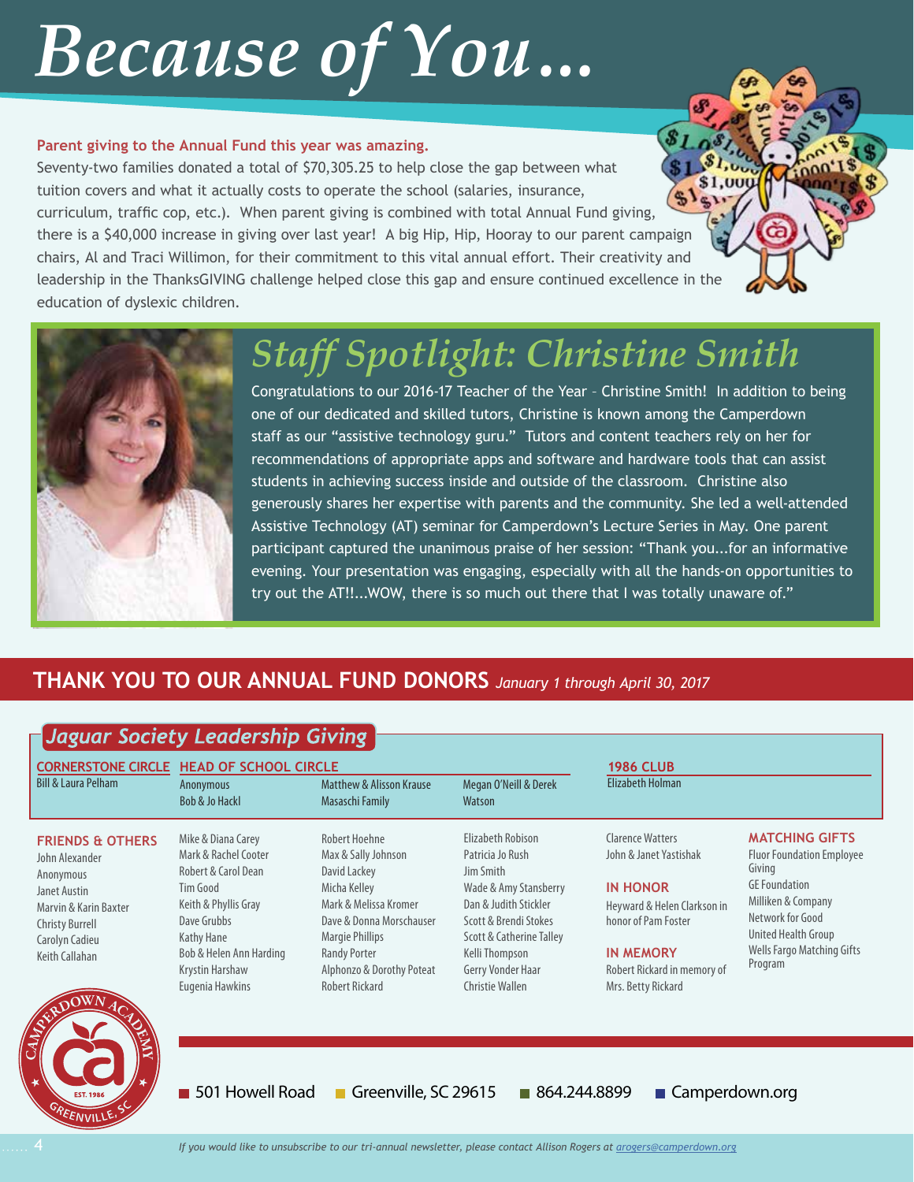# Because of You...

**Parent giving to the Annual Fund this year was amazing.**

Seventy-two families donated a total of $70,305.25 to help close the gap between what tuition covers and what it actually costs to operate the school (salaries, insurance, curriculum, traffic cop, etc.). When parent giving is combined with total Annual Fund giving, there is a $40,000 increase in giving over last year! A big Hip, Hip, Hooray to our parent campaign chairs, Al and Traci Willimon, for their commitment to this vital annual effort. Their creativity and leadership in the ThanksGIVING challenge helped close this gap and ensure continued excellence in the education of dyslexic children.

## *Staff Spotlight: Christine Smith*

Congratulations to our 2016-17 Teacher of the Year – Christine Smith! In addition to being one of our dedicated and skilled tutors, Christine is known among the Camperdown staff as our "assistive technology guru." Tutors and content teachers rely on her for recommendations of appropriate apps and software and hardware tools that can assist students in achieving success inside and outside of the classroom. Christine also generously shares her expertise with parents and the community. She led a well-attended Assistive Technology (AT) seminar for Camperdown's Lecture Series in May. One parent participant captured the unanimous praise of her session: "Thank you...for an informative evening. Your presentation was engaging, especially with all the hands-on opportunities to try out the AT!!...WOW, there is so much out there that I was totally unaware of."

## THANK YOU TO OUR ANNUAL FUND DONORS *January 1 through April 30, 2017*

### *Jaguar Society Leadership Giving*

**CORNERSTONE CIRCLE**
Bill & Laura Pelham

**HEAD OF SCHOOL CIRCLE**
Anonymous
Bob & Jo Hackl
Matthew & Alisson Krause
Masaschi Family
Megan O'Neill & Derek Watson

**1986 CLUB**
Elizabeth Holman

**FRIENDS & OTHERS**
John Alexander
Anonymous
Janet Austin
Marvin & Karin Baxter
Christy Burrell
Carolyn Cadieu
Keith Callahan
Mike & Diana Carey
Mark & Rachel Cooter
Robert & Carol Dean
Tim Good
Keith & Phyllis Gray
Dave Grubbs
Kathy Hane
Bob & Helen Ann Harding
Krystin Harshaw
Eugenia Hawkins
Robert Hoehne
Max & Sally Johnson
David Lackey
Micha Kelley
Mark & Melissa Kromer
Dave & Donna Morschauser
Margie Phillips
Randy Porter
Alphonzo & Dorothy Poteat
Robert Rickard
Elizabeth Robison
Patricia Jo Rush
Jim Smith
Wade & Amy Stansberry
Dan & Judith Stickler
Scott & Brendi Stokes
Scott & Catherine Talley
Kelli Thompson
Gerry Vonder Haar
Christie Wallen
Clarence Watters
John & Janet Yastishak

**IN HONOR**
Heyward & Helen Clarkson in honor of Pam Foster

**IN MEMORY**
Robert Rickard in memory of Mrs. Betty Rickard

**MATCHING GIFTS**
Fluor Foundation Employee Giving
GE Foundation
Milliken & Company
Network for Good
United Health Group
Wells Fargo Matching Gifts Program

501 Howell Road ■ Greenville, SC 29615 ■ 864.244.8899 ■ Camperdown.org

*If you would like to unsubscribe to our tri-annual newsletter, please contact Allison Rogers at arogers@camperdown.org*